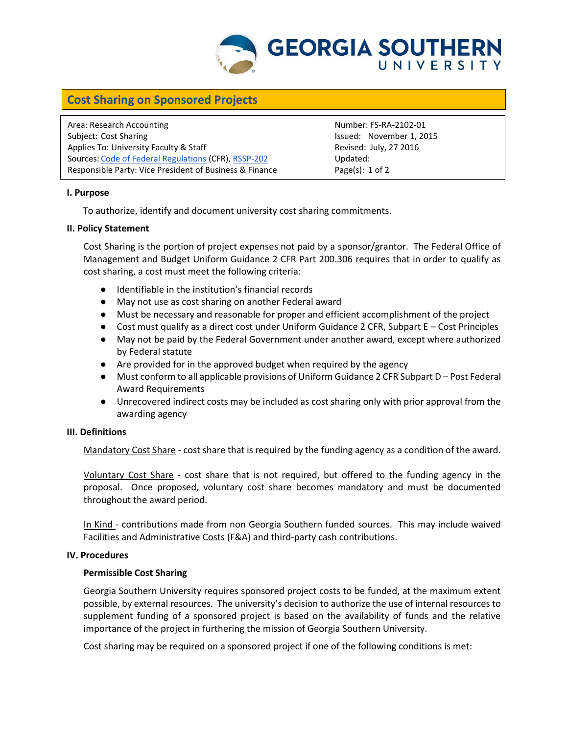# Cost Sharing on Sponsored Projects

| | |
|---|---|
| Area: Research Accounting | Number: FS-RA-2102-01 |
| Subject: Cost Sharing | Issued: November 1, 2015 |
| Applies To: University Faculty & Staff | Revised: July, 27 2016 |
| Sources: Code of Federal Regulations (CFR), RSSP-202 | Updated: |
| Responsible Party: Vice President of Business & Finance | Page(s): 1 of 2 |

## I. Purpose

To authorize, identify and document university cost sharing commitments.

## II. Policy Statement

Cost Sharing is the portion of project expenses not paid by a sponsor/grantor. The Federal Office of Management and Budget Uniform Guidance 2 CFR Part 200.306 requires that in order to qualify as cost sharing, a cost must meet the following criteria:

- Identifiable in the institution's financial records
- May not use as cost sharing on another Federal award
- Must be necessary and reasonable for proper and efficient accomplishment of the project
- Cost must qualify as a direct cost under Uniform Guidance 2 CFR, Subpart E – Cost Principles
- May not be paid by the Federal Government under another award, except where authorized by Federal statute
- Are provided for in the approved budget when required by the agency
- Must conform to all applicable provisions of Uniform Guidance 2 CFR Subpart D – Post Federal Award Requirements
- Unrecovered indirect costs may be included as cost sharing only with prior approval from the awarding agency

## III. Definitions

Mandatory Cost Share - cost share that is required by the funding agency as a condition of the award.

Voluntary Cost Share - cost share that is not required, but offered to the funding agency in the proposal. Once proposed, voluntary cost share becomes mandatory and must be documented throughout the award period.

In Kind - contributions made from non Georgia Southern funded sources. This may include waived Facilities and Administrative Costs (F&A) and third-party cash contributions.

## IV. Procedures

### Permissible Cost Sharing

Georgia Southern University requires sponsored project costs to be funded, at the maximum extent possible, by external resources. The university's decision to authorize the use of internal resources to supplement funding of a sponsored project is based on the availability of funds and the relative importance of the project in furthering the mission of Georgia Southern University.

Cost sharing may be required on a sponsored project if one of the following conditions is met: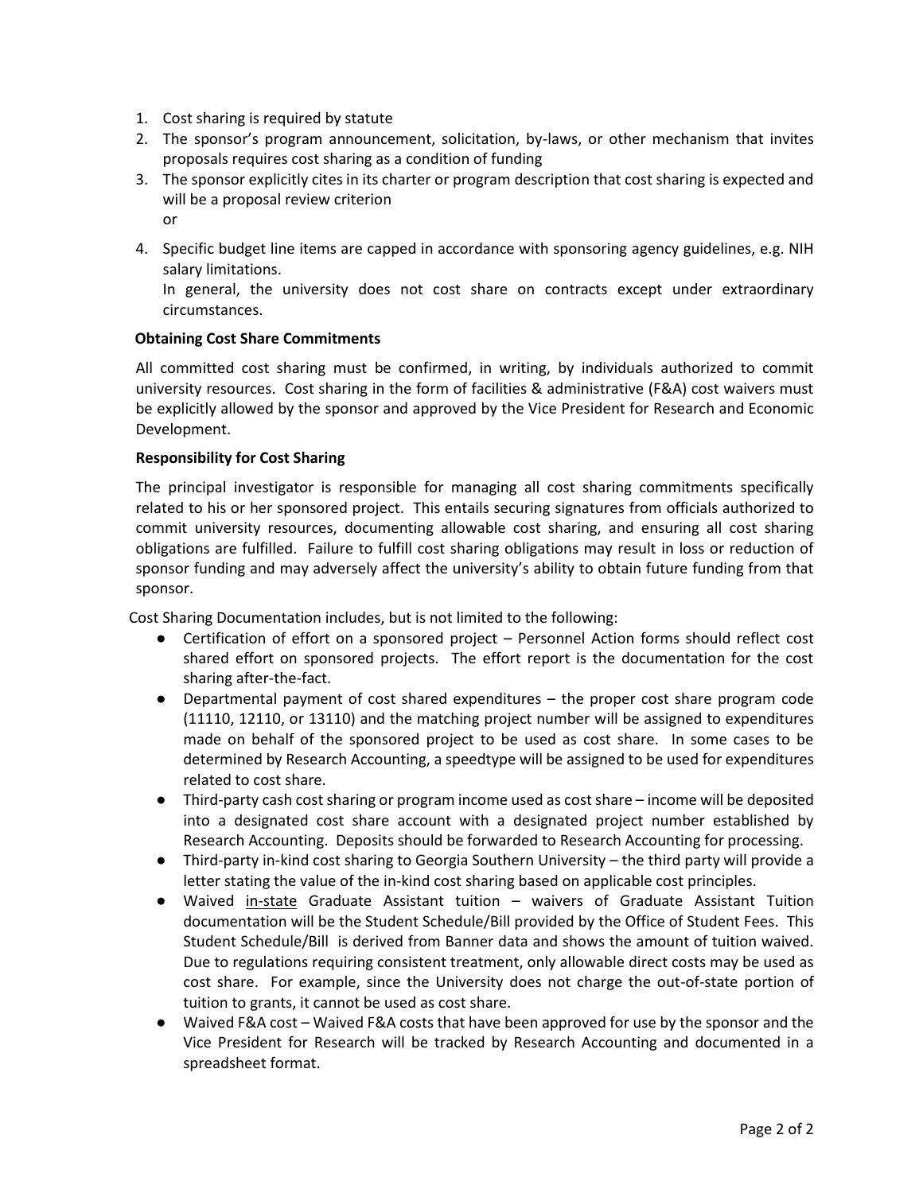1. Cost sharing is required by statute
2. The sponsor's program announcement, solicitation, by-laws, or other mechanism that invites proposals requires cost sharing as a condition of funding
3. The sponsor explicitly cites in its charter or program description that cost sharing is expected and will be a proposal review criterion
   or
4. Specific budget line items are capped in accordance with sponsoring agency guidelines, e.g. NIH salary limitations.
   In general, the university does not cost share on contracts except under extraordinary circumstances.

**Obtaining Cost Share Commitments**

All committed cost sharing must be confirmed, in writing, by individuals authorized to commit university resources. Cost sharing in the form of facilities & administrative (F&A) cost waivers must be explicitly allowed by the sponsor and approved by the Vice President for Research and Economic Development.

**Responsibility for Cost Sharing**

The principal investigator is responsible for managing all cost sharing commitments specifically related to his or her sponsored project. This entails securing signatures from officials authorized to commit university resources, documenting allowable cost sharing, and ensuring all cost sharing obligations are fulfilled. Failure to fulfill cost sharing obligations may result in loss or reduction of sponsor funding and may adversely affect the university's ability to obtain future funding from that sponsor.

Cost Sharing Documentation includes, but is not limited to the following:

- Certification of effort on a sponsored project – Personnel Action forms should reflect cost shared effort on sponsored projects. The effort report is the documentation for the cost sharing after-the-fact.
- Departmental payment of cost shared expenditures – the proper cost share program code (11110, 12110, or 13110) and the matching project number will be assigned to expenditures made on behalf of the sponsored project to be used as cost share. In some cases to be determined by Research Accounting, a speedtype will be assigned to be used for expenditures related to cost share.
- Third-party cash cost sharing or program income used as cost share – income will be deposited into a designated cost share account with a designated project number established by Research Accounting. Deposits should be forwarded to Research Accounting for processing.
- Third-party in-kind cost sharing to Georgia Southern University – the third party will provide a letter stating the value of the in-kind cost sharing based on applicable cost principles.
- Waived in-state Graduate Assistant tuition – waivers of Graduate Assistant Tuition documentation will be the Student Schedule/Bill provided by the Office of Student Fees. This Student Schedule/Bill is derived from Banner data and shows the amount of tuition waived. Due to regulations requiring consistent treatment, only allowable direct costs may be used as cost share. For example, since the University does not charge the out-of-state portion of tuition to grants, it cannot be used as cost share.
- Waived F&A cost – Waived F&A costs that have been approved for use by the sponsor and the Vice President for Research will be tracked by Research Accounting and documented in a spreadsheet format.